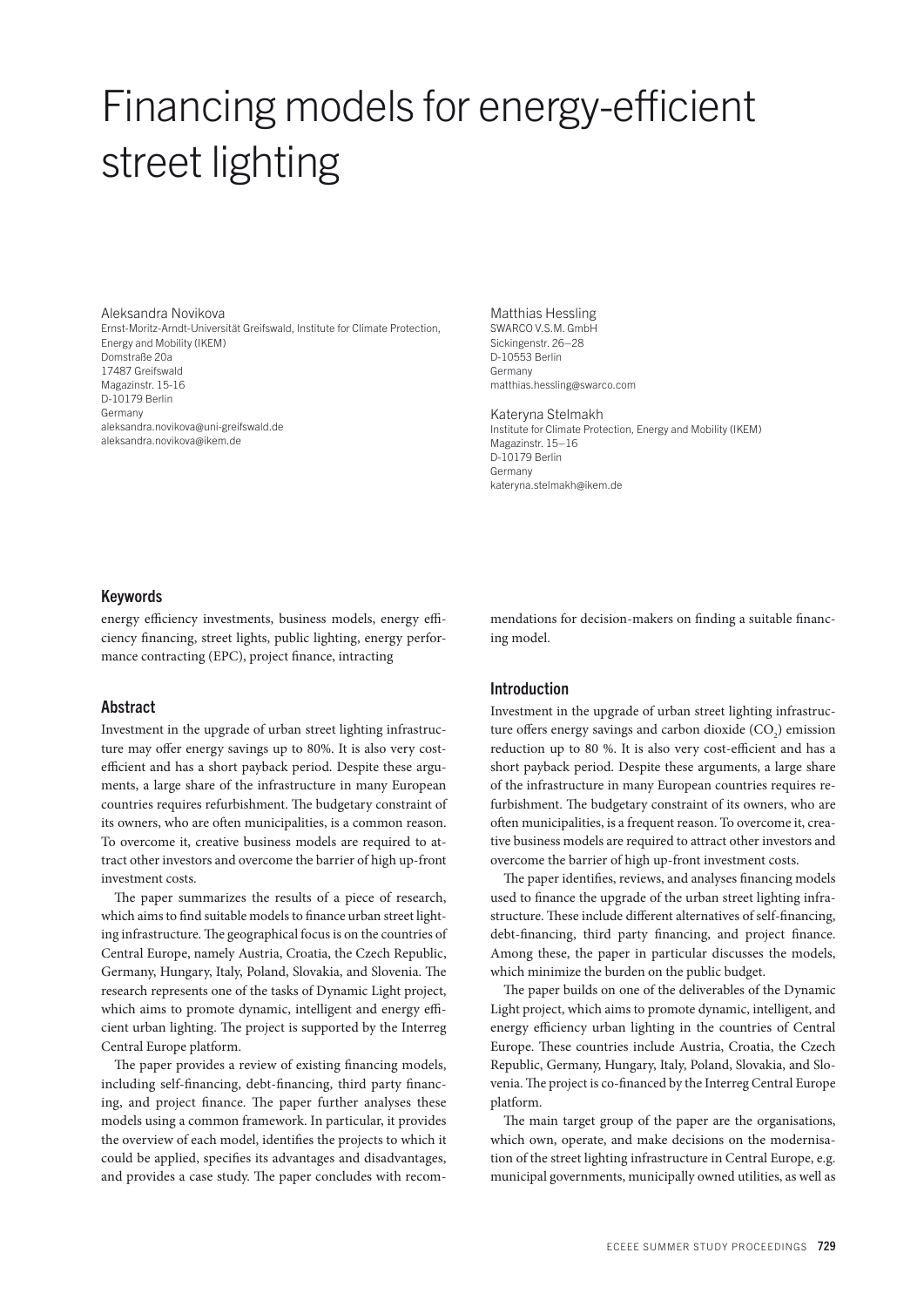# Financing models for energy-efficient street lighting

Aleksandra Novikova
Ernst-Moritz-Arndt-Universität Greifswald, Institute for Climate Protection, Energy and Mobility (IKEM)
Domstraße 20a
17487 Greifswald
Magazinstr. 15-16
D-10179 Berlin
Germany
aleksandra.novikova@uni-greifswald.de
aleksandra.novikova@ikem.de

Matthias Hessling
SWARCO V.S.M. GmbH
Sickingenstr. 26–28
D-10553 Berlin
Germany
matthias.hessling@swarco.com

Kateryna Stelmakh
Institute for Climate Protection, Energy and Mobility (IKEM)
Magazinstr. 15–16
D-10179 Berlin
Germany
kateryna.stelmakh@ikem.de

## Keywords

energy efficiency investments, business models, energy efficiency financing, street lights, public lighting, energy performance contracting (EPC), project finance, intracting

## Abstract

Investment in the upgrade of urban street lighting infrastructure may offer energy savings up to 80%. It is also very cost-efficient and has a short payback period. Despite these arguments, a large share of the infrastructure in many European countries requires refurbishment. The budgetary constraint of its owners, who are often municipalities, is a common reason. To overcome it, creative business models are required to attract other investors and overcome the barrier of high up-front investment costs.

The paper summarizes the results of a piece of research, which aims to find suitable models to finance urban street lighting infrastructure. The geographical focus is on the countries of Central Europe, namely Austria, Croatia, the Czech Republic, Germany, Hungary, Italy, Poland, Slovakia, and Slovenia. The research represents one of the tasks of Dynamic Light project, which aims to promote dynamic, intelligent and energy efficient urban lighting. The project is supported by the Interreg Central Europe platform.

The paper provides a review of existing financing models, including self-financing, debt-financing, third party financing, and project finance. The paper further analyses these models using a common framework. In particular, it provides the overview of each model, identifies the projects to which it could be applied, specifies its advantages and disadvantages, and provides a case study. The paper concludes with recommendations for decision-makers on finding a suitable financing model.

## Introduction

Investment in the upgrade of urban street lighting infrastructure offers energy savings and carbon dioxide ($CO_2$) emission reduction up to 80 %. It is also very cost-efficient and has a short payback period. Despite these arguments, a large share of the infrastructure in many European countries requires refurbishment. The budgetary constraint of its owners, who are often municipalities, is a frequent reason. To overcome it, creative business models are required to attract other investors and overcome the barrier of high up-front investment costs.

The paper identifies, reviews, and analyses financing models used to finance the upgrade of the urban street lighting infrastructure. These include different alternatives of self-financing, debt-financing, third party financing, and project finance. Among these, the paper in particular discusses the models, which minimize the burden on the public budget.

The paper builds on one of the deliverables of the Dynamic Light project, which aims to promote dynamic, intelligent, and energy efficiency urban lighting in the countries of Central Europe. These countries include Austria, Croatia, the Czech Republic, Germany, Hungary, Italy, Poland, Slovakia, and Slovenia. The project is co-financed by the Interreg Central Europe platform.

The main target group of the paper are the organisations, which own, operate, and make decisions on the modernisation of the street lighting infrastructure in Central Europe, e.g. municipal governments, municipally owned utilities, as well as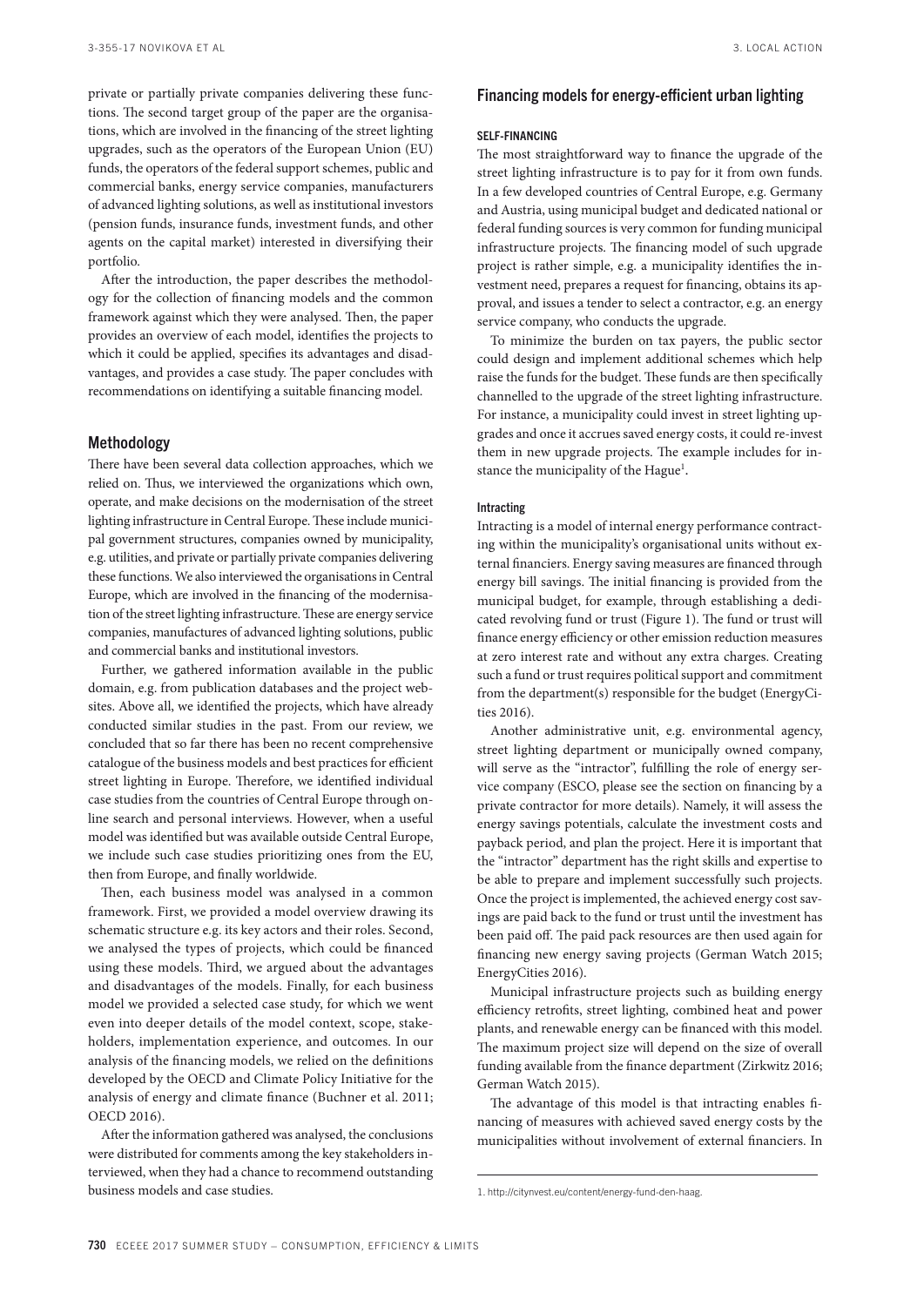private or partially private companies delivering these functions. The second target group of the paper are the organisations, which are involved in the financing of the street lighting upgrades, such as the operators of the European Union (EU) funds, the operators of the federal support schemes, public and commercial banks, energy service companies, manufacturers of advanced lighting solutions, as well as institutional investors (pension funds, insurance funds, investment funds, and other agents on the capital market) interested in diversifying their portfolio.

After the introduction, the paper describes the methodology for the collection of financing models and the common framework against which they were analysed. Then, the paper provides an overview of each model, identifies the projects to which it could be applied, specifies its advantages and disadvantages, and provides a case study. The paper concludes with recommendations on identifying a suitable financing model.

## Methodology

There have been several data collection approaches, which we relied on. Thus, we interviewed the organizations which own, operate, and make decisions on the modernisation of the street lighting infrastructure in Central Europe. These include municipal government structures, companies owned by municipality, e.g. utilities, and private or partially private companies delivering these functions. We also interviewed the organisations in Central Europe, which are involved in the financing of the modernisation of the street lighting infrastructure. These are energy service companies, manufactures of advanced lighting solutions, public and commercial banks and institutional investors.

Further, we gathered information available in the public domain, e.g. from publication databases and the project websites. Above all, we identified the projects, which have already conducted similar studies in the past. From our review, we concluded that so far there has been no recent comprehensive catalogue of the business models and best practices for efficient street lighting in Europe. Therefore, we identified individual case studies from the countries of Central Europe through online search and personal interviews. However, when a useful model was identified but was available outside Central Europe, we include such case studies prioritizing ones from the EU, then from Europe, and finally worldwide.

Then, each business model was analysed in a common framework. First, we provided a model overview drawing its schematic structure e.g. its key actors and their roles. Second, we analysed the types of projects, which could be financed using these models. Third, we argued about the advantages and disadvantages of the models. Finally, for each business model we provided a selected case study, for which we went even into deeper details of the model context, scope, stakeholders, implementation experience, and outcomes. In our analysis of the financing models, we relied on the definitions developed by the OECD and Climate Policy Initiative for the analysis of energy and climate finance (Buchner et al. 2011; OECD 2016).

After the information gathered was analysed, the conclusions were distributed for comments among the key stakeholders interviewed, when they had a chance to recommend outstanding business models and case studies.

## Financing models for energy-efficient urban lighting

### SELF-FINANCING

The most straightforward way to finance the upgrade of the street lighting infrastructure is to pay for it from own funds. In a few developed countries of Central Europe, e.g. Germany and Austria, using municipal budget and dedicated national or federal funding sources is very common for funding municipal infrastructure projects. The financing model of such upgrade project is rather simple, e.g. a municipality identifies the investment need, prepares a request for financing, obtains its approval, and issues a tender to select a contractor, e.g. an energy service company, who conducts the upgrade.

To minimize the burden on tax payers, the public sector could design and implement additional schemes which help raise the funds for the budget. These funds are then specifically channelled to the upgrade of the street lighting infrastructure. For instance, a municipality could invest in street lighting upgrades and once it accrues saved energy costs, it could re-invest them in new upgrade projects. The example includes for instance the municipality of the Hague[1].

#### Intracting

Intracting is a model of internal energy performance contracting within the municipality's organisational units without external financiers. Energy saving measures are financed through energy bill savings. The initial financing is provided from the municipal budget, for example, through establishing a dedicated revolving fund or trust (Figure 1). The fund or trust will finance energy efficiency or other emission reduction measures at zero interest rate and without any extra charges. Creating such a fund or trust requires political support and commitment from the department(s) responsible for the budget (EnergyCities 2016).

Another administrative unit, e.g. environmental agency, street lighting department or municipally owned company, will serve as the "intractor", fulfilling the role of energy service company (ESCO, please see the section on financing by a private contractor for more details). Namely, it will assess the energy savings potentials, calculate the investment costs and payback period, and plan the project. Here it is important that the "intractor" department has the right skills and expertise to be able to prepare and implement successfully such projects. Once the project is implemented, the achieved energy cost savings are paid back to the fund or trust until the investment has been paid off. The paid pack resources are then used again for financing new energy saving projects (German Watch 2015; EnergyCities 2016).

Municipal infrastructure projects such as building energy efficiency retrofits, street lighting, combined heat and power plants, and renewable energy can be financed with this model. The maximum project size will depend on the size of overall funding available from the finance department (Zirkwitz 2016; German Watch 2015).

The advantage of this model is that intracting enables financing of measures with achieved saved energy costs by the municipalities without involvement of external financiers. In

1. http://citynvest.eu/content/energy-fund-den-haag.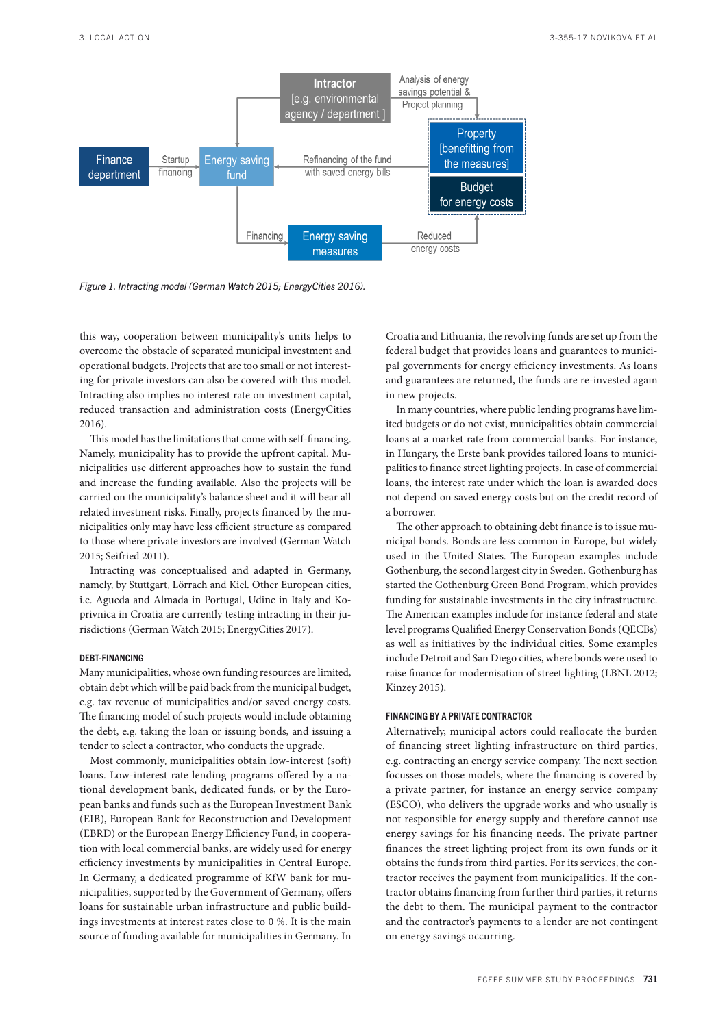Figure 1. Intracting model (German Watch 2015; EnergyCities 2016).

this way, cooperation between municipality's units helps to overcome the obstacle of separated municipal investment and operational budgets. Projects that are too small or not interesting for private investors can also be covered with this model. Intracting also implies no interest rate on investment capital, reduced transaction and administration costs (EnergyCities 2016).

This model has the limitations that come with self-financing. Namely, municipality has to provide the upfront capital. Municipalities use different approaches how to sustain the fund and increase the funding available. Also the projects will be carried on the municipality's balance sheet and it will bear all related investment risks. Finally, projects financed by the municipalities only may have less efficient structure as compared to those where private investors are involved (German Watch 2015; Seifried 2011).

Intracting was conceptualised and adapted in Germany, namely, by Stuttgart, Lörrach and Kiel. Other European cities, i.e. Agueda and Almada in Portugal, Udine in Italy and Koprivnica in Croatia are currently testing intracting in their jurisdictions (German Watch 2015; EnergyCities 2017).

#### DEBT-FINANCING

Many municipalities, whose own funding resources are limited, obtain debt which will be paid back from the municipal budget, e.g. tax revenue of municipalities and/or saved energy costs. The financing model of such projects would include obtaining the debt, e.g. taking the loan or issuing bonds, and issuing a tender to select a contractor, who conducts the upgrade.

Most commonly, municipalities obtain low-interest (soft) loans. Low-interest rate lending programs offered by a national development bank, dedicated funds, or by the European banks and funds such as the European Investment Bank (EIB), European Bank for Reconstruction and Development (EBRD) or the European Energy Efficiency Fund, in cooperation with local commercial banks, are widely used for energy efficiency investments by municipalities in Central Europe. In Germany, a dedicated programme of KfW bank for municipalities, supported by the Government of Germany, offers loans for sustainable urban infrastructure and public buildings investments at interest rates close to 0 %. It is the main source of funding available for municipalities in Germany. In Croatia and Lithuania, the revolving funds are set up from the federal budget that provides loans and guarantees to municipal governments for energy efficiency investments. As loans and guarantees are returned, the funds are re-invested again in new projects.

In many countries, where public lending programs have limited budgets or do not exist, municipalities obtain commercial loans at a market rate from commercial banks. For instance, in Hungary, the Erste bank provides tailored loans to municipalities to finance street lighting projects. In case of commercial loans, the interest rate under which the loan is awarded does not depend on saved energy costs but on the credit record of a borrower.

The other approach to obtaining debt finance is to issue municipal bonds. Bonds are less common in Europe, but widely used in the United States. The European examples include Gothenburg, the second largest city in Sweden. Gothenburg has started the Gothenburg Green Bond Program, which provides funding for sustainable investments in the city infrastructure. The American examples include for instance federal and state level programs Qualified Energy Conservation Bonds (QECBs) as well as initiatives by the individual cities. Some examples include Detroit and San Diego cities, where bonds were used to raise finance for modernisation of street lighting (LBNL 2012; Kinzey 2015).

#### FINANCING BY A PRIVATE CONTRACTOR

Alternatively, municipal actors could reallocate the burden of financing street lighting infrastructure on third parties, e.g. contracting an energy service company. The next section focusses on those models, where the financing is covered by a private partner, for instance an energy service company (ESCO), who delivers the upgrade works and who usually is not responsible for energy supply and therefore cannot use energy savings for his financing needs. The private partner finances the street lighting project from its own funds or it obtains the funds from third parties. For its services, the contractor receives the payment from municipalities. If the contractor obtains financing from further third parties, it returns the debt to them. The municipal payment to the contractor and the contractor's payments to a lender are not contingent on energy savings occurring.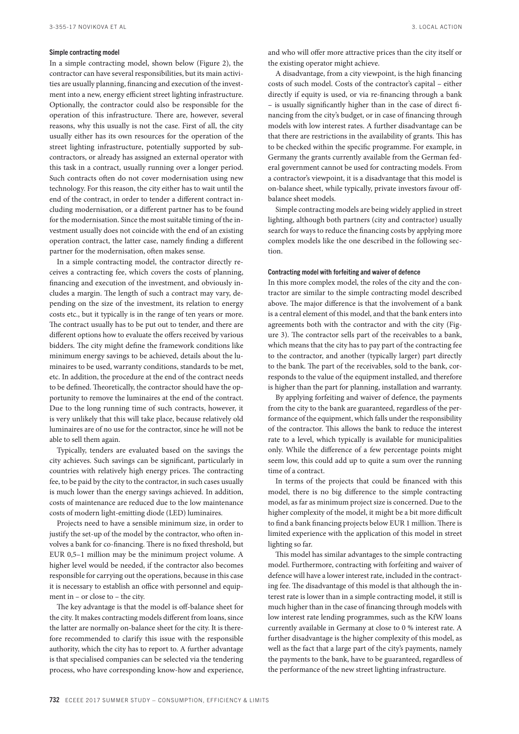### Simple contracting model

In a simple contracting model, shown below (Figure 2), the contractor can have several responsibilities, but its main activities are usually planning, financing and execution of the investment into a new, energy efficient street lighting infrastructure. Optionally, the contractor could also be responsible for the operation of this infrastructure. There are, however, several reasons, why this usually is not the case. First of all, the city usually either has its own resources for the operation of the street lighting infrastructure, potentially supported by subcontractors, or already has assigned an external operator with this task in a contract, usually running over a longer period. Such contracts often do not cover modernisation using new technology. For this reason, the city either has to wait until the end of the contract, in order to tender a different contract including modernisation, or a different partner has to be found for the modernisation. Since the most suitable timing of the investment usually does not coincide with the end of an existing operation contract, the latter case, namely finding a different partner for the modernisation, often makes sense.

In a simple contracting model, the contractor directly receives a contracting fee, which covers the costs of planning, financing and execution of the investment, and obviously includes a margin. The length of such a contract may vary, depending on the size of the investment, its relation to energy costs etc., but it typically is in the range of ten years or more. The contract usually has to be put out to tender, and there are different options how to evaluate the offers received by various bidders. The city might define the framework conditions like minimum energy savings to be achieved, details about the luminaires to be used, warranty conditions, standards to be met, etc. In addition, the procedure at the end of the contract needs to be defined. Theoretically, the contractor should have the opportunity to remove the luminaires at the end of the contract. Due to the long running time of such contracts, however, it is very unlikely that this will take place, because relatively old luminaires are of no use for the contractor, since he will not be able to sell them again.

Typically, tenders are evaluated based on the savings the city achieves. Such savings can be significant, particularly in countries with relatively high energy prices. The contracting fee, to be paid by the city to the contractor, in such cases usually is much lower than the energy savings achieved. In addition, costs of maintenance are reduced due to the low maintenance costs of modern light-emitting diode (LED) luminaires.

Projects need to have a sensible minimum size, in order to justify the set-up of the model by the contractor, who often involves a bank for co-financing. There is no fixed threshold, but EUR 0,5–1 million may be the minimum project volume. A higher level would be needed, if the contractor also becomes responsible for carrying out the operations, because in this case it is necessary to establish an office with personnel and equipment in – or close to – the city.

The key advantage is that the model is off-balance sheet for the city. It makes contracting models different from loans, since the latter are normally on-balance sheet for the city. It is therefore recommended to clarify this issue with the responsible authority, which the city has to report to. A further advantage is that specialised companies can be selected via the tendering process, who have corresponding know-how and experience, and who will offer more attractive prices than the city itself or the existing operator might achieve.

A disadvantage, from a city viewpoint, is the high financing costs of such model. Costs of the contractor's capital – either directly if equity is used, or via re-financing through a bank – is usually significantly higher than in the case of direct financing from the city's budget, or in case of financing through models with low interest rates. A further disadvantage can be that there are restrictions in the availability of grants. This has to be checked within the specific programme. For example, in Germany the grants currently available from the German federal government cannot be used for contracting models. From a contractor's viewpoint, it is a disadvantage that this model is on-balance sheet, while typically, private investors favour off-balance sheet models.

Simple contracting models are being widely applied in street lighting, although both partners (city and contractor) usually search for ways to reduce the financing costs by applying more complex models like the one described in the following section.

### Contracting model with forfeiting and waiver of defence

In this more complex model, the roles of the city and the contractor are similar to the simple contracting model described above. The major difference is that the involvement of a bank is a central element of this model, and that the bank enters into agreements both with the contractor and with the city (Figure 3). The contractor sells part of the receivables to a bank, which means that the city has to pay part of the contracting fee to the contractor, and another (typically larger) part directly to the bank. The part of the receivables, sold to the bank, corresponds to the value of the equipment installed, and therefore is higher than the part for planning, installation and warranty.

By applying forfeiting and waiver of defence, the payments from the city to the bank are guaranteed, regardless of the performance of the equipment, which falls under the responsibility of the contractor. This allows the bank to reduce the interest rate to a level, which typically is available for municipalities only. While the difference of a few percentage points might seem low, this could add up to quite a sum over the running time of a contract.

In terms of the projects that could be financed with this model, there is no big difference to the simple contracting model, as far as minimum project size is concerned. Due to the higher complexity of the model, it might be a bit more difficult to find a bank financing projects below EUR 1 million. There is limited experience with the application of this model in street lighting so far.

This model has similar advantages to the simple contracting model. Furthermore, contracting with forfeiting and waiver of defence will have a lower interest rate, included in the contracting fee. The disadvantage of this model is that although the interest rate is lower than in a simple contracting model, it still is much higher than in the case of financing through models with low interest rate lending programmes, such as the KfW loans currently available in Germany at close to 0 % interest rate. A further disadvantage is the higher complexity of this model, as well as the fact that a large part of the city's payments, namely the payments to the bank, have to be guaranteed, regardless of the performance of the new street lighting infrastructure.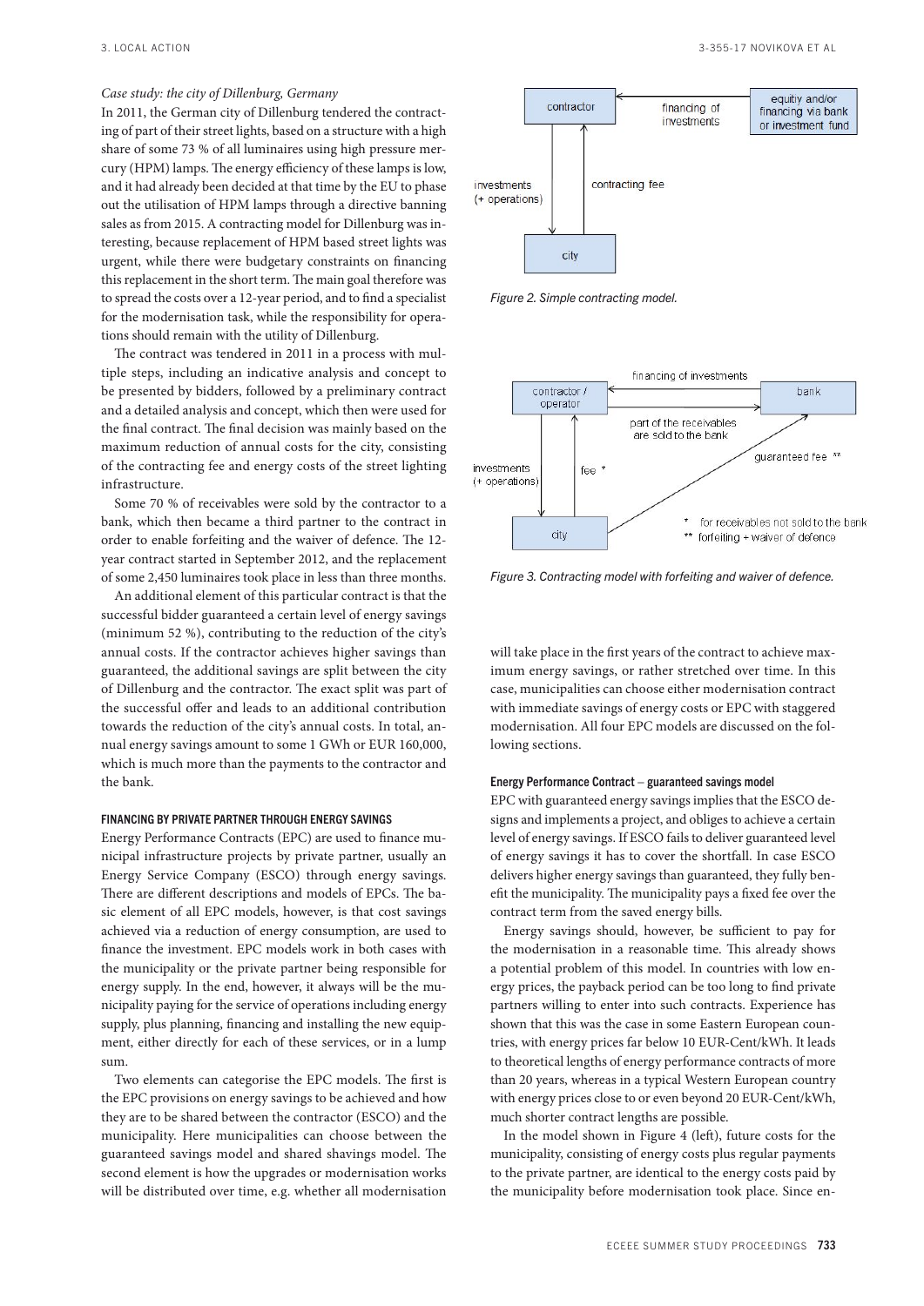*Case study: the city of Dillenburg, Germany*

In 2011, the German city of Dillenburg tendered the contracting of part of their street lights, based on a structure with a high share of some 73 % of all luminaires using high pressure mercury (HPM) lamps. The energy efficiency of these lamps is low, and it had already been decided at that time by the EU to phase out the utilisation of HPM lamps through a directive banning sales as from 2015. A contracting model for Dillenburg was interesting, because replacement of HPM based street lights was urgent, while there were budgetary constraints on financing this replacement in the short term. The main goal therefore was to spread the costs over a 12-year period, and to find a specialist for the modernisation task, while the responsibility for operations should remain with the utility of Dillenburg.

The contract was tendered in 2011 in a process with multiple steps, including an indicative analysis and concept to be presented by bidders, followed by a preliminary contract and a detailed analysis and concept, which then were used for the final contract. The final decision was mainly based on the maximum reduction of annual costs for the city, consisting of the contracting fee and energy costs of the street lighting infrastructure.

Some 70 % of receivables were sold by the contractor to a bank, which then became a third partner to the contract in order to enable forfeiting and the waiver of defence. The 12-year contract started in September 2012, and the replacement of some 2,450 luminaires took place in less than three months.

An additional element of this particular contract is that the successful bidder guaranteed a certain level of energy savings (minimum 52 %), contributing to the reduction of the city's annual costs. If the contractor achieves higher savings than guaranteed, the additional savings are split between the city of Dillenburg and the contractor. The exact split was part of the successful offer and leads to an additional contribution towards the reduction of the city's annual costs. In total, annual energy savings amount to some 1 GWh or EUR 160,000, which is much more than the payments to the contractor and the bank.

Figure 2. Simple contracting model.

Figure 3. Contracting model with forfeiting and waiver of defence.

### FINANCING BY PRIVATE PARTNER THROUGH ENERGY SAVINGS

Energy Performance Contracts (EPC) are used to finance municipal infrastructure projects by private partner, usually an Energy Service Company (ESCO) through energy savings. There are different descriptions and models of EPCs. The basic element of all EPC models, however, is that cost savings achieved via a reduction of energy consumption, are used to finance the investment. EPC models work in both cases with the municipality or the private partner being responsible for energy supply. In the end, however, it always will be the municipality paying for the service of operations including energy supply, plus planning, financing and installing the new equipment, either directly for each of these services, or in a lump sum.

Two elements can categorise the EPC models. The first is the EPC provisions on energy savings to be achieved and how they are to be shared between the contractor (ESCO) and the municipality. Here municipalities can choose between the guaranteed savings model and shared shavings model. The second element is how the upgrades or modernisation works will be distributed over time, e.g. whether all modernisation will take place in the first years of the contract to achieve maximum energy savings, or rather stretched over time. In this case, municipalities can choose either modernisation contract with immediate savings of energy costs or EPC with staggered modernisation. All four EPC models are discussed on the following sections.

#### Energy Performance Contract – guaranteed savings model

EPC with guaranteed energy savings implies that the ESCO designs and implements a project, and obliges to achieve a certain level of energy savings. If ESCO fails to deliver guaranteed level of energy savings it has to cover the shortfall. In case ESCO delivers higher energy savings than guaranteed, they fully benefit the municipality. The municipality pays a fixed fee over the contract term from the saved energy bills.

Energy savings should, however, be sufficient to pay for the modernisation in a reasonable time. This already shows a potential problem of this model. In countries with low energy prices, the payback period can be too long to find private partners willing to enter into such contracts. Experience has shown that this was the case in some Eastern European countries, with energy prices far below 10 EUR-Cent/kWh. It leads to theoretical lengths of energy performance contracts of more than 20 years, whereas in a typical Western European country with energy prices close to or even beyond 20 EUR-Cent/kWh, much shorter contract lengths are possible.

In the model shown in Figure 4 (left), future costs for the municipality, consisting of energy costs plus regular payments to the private partner, are identical to the energy costs paid by the municipality before modernisation took place. Since en-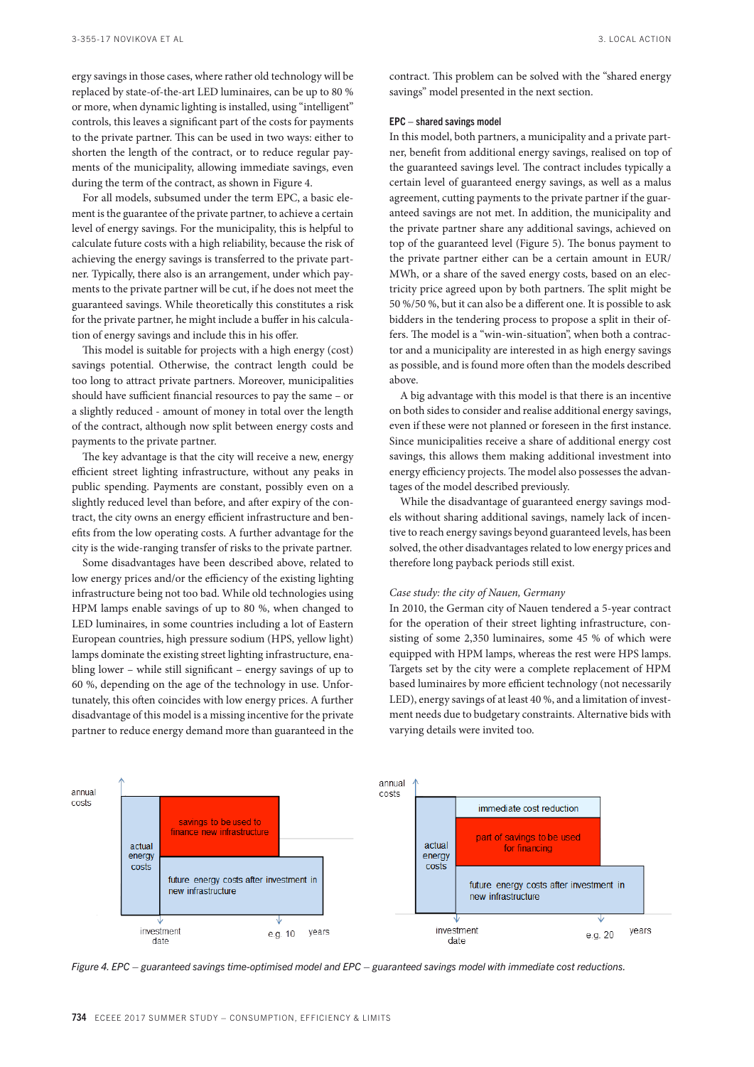ergy savings in those cases, where rather old technology will be replaced by state-of-the-art LED luminaires, can be up to 80 % or more, when dynamic lighting is installed, using "intelligent" controls, this leaves a significant part of the costs for payments to the private partner. This can be used in two ways: either to shorten the length of the contract, or to reduce regular payments of the municipality, allowing immediate savings, even during the term of the contract, as shown in Figure 4.

For all models, subsumed under the term EPC, a basic element is the guarantee of the private partner, to achieve a certain level of energy savings. For the municipality, this is helpful to calculate future costs with a high reliability, because the risk of achieving the energy savings is transferred to the private partner. Typically, there also is an arrangement, under which payments to the private partner will be cut, if he does not meet the guaranteed savings. While theoretically this constitutes a risk for the private partner, he might include a buffer in his calculation of energy savings and include this in his offer.

This model is suitable for projects with a high energy (cost) savings potential. Otherwise, the contract length could be too long to attract private partners. Moreover, municipalities should have sufficient financial resources to pay the same – or a slightly reduced - amount of money in total over the length of the contract, although now split between energy costs and payments to the private partner.

The key advantage is that the city will receive a new, energy efficient street lighting infrastructure, without any peaks in public spending. Payments are constant, possibly even on a slightly reduced level than before, and after expiry of the contract, the city owns an energy efficient infrastructure and benefits from the low operating costs. A further advantage for the city is the wide-ranging transfer of risks to the private partner.

Some disadvantages have been described above, related to low energy prices and/or the efficiency of the existing lighting infrastructure being not too bad. While old technologies using HPM lamps enable savings of up to 80 %, when changed to LED luminaires, in some countries including a lot of Eastern European countries, high pressure sodium (HPS, yellow light) lamps dominate the existing street lighting infrastructure, enabling lower – while still significant – energy savings of up to 60 %, depending on the age of the technology in use. Unfortunately, this often coincides with low energy prices. A further disadvantage of this model is a missing incentive for the private partner to reduce energy demand more than guaranteed in the contract. This problem can be solved with the "shared energy savings" model presented in the next section.

**EPC – shared savings model**

In this model, both partners, a municipality and a private partner, benefit from additional energy savings, realised on top of the guaranteed savings level. The contract includes typically a certain level of guaranteed energy savings, as well as a malus agreement, cutting payments to the private partner if the guaranteed savings are not met. In addition, the municipality and the private partner share any additional savings, achieved on top of the guaranteed level (Figure 5). The bonus payment to the private partner either can be a certain amount in EUR/MWh, or a share of the saved energy costs, based on an electricity price agreed upon by both partners. The split might be 50 %/50 %, but it can also be a different one. It is possible to ask bidders in the tendering process to propose a split in their offers. The model is a "win-win-situation", when both a contractor and a municipality are interested in as high energy savings as possible, and is found more often than the models described above.

A big advantage with this model is that there is an incentive on both sides to consider and realise additional energy savings, even if these were not planned or foreseen in the first instance. Since municipalities receive a share of additional energy cost savings, this allows them making additional investment into energy efficiency projects. The model also possesses the advantages of the model described previously.

While the disadvantage of guaranteed energy savings models without sharing additional savings, namely lack of incentive to reach energy savings beyond guaranteed levels, has been solved, the other disadvantages related to low energy prices and therefore long payback periods still exist.

*Case study: the city of Nauen, Germany*

In 2010, the German city of Nauen tendered a 5-year contract for the operation of their street lighting infrastructure, consisting of some 2,350 luminaires, some 45 % of which were equipped with HPM lamps, whereas the rest were HPS lamps. Targets set by the city were a complete replacement of HPM based luminaires by more efficient technology (not necessarily LED), energy savings of at least 40 %, and a limitation of investment needs due to budgetary constraints. Alternative bids with varying details were invited too.

annual costs | actual energy costs | savings to be used to finance new infrastructure | future energy costs after investment in new infrastructure | investment date | e.g. 10 | years

annual costs | actual energy costs | immediate cost reduction | part of savings to be used for financing | future energy costs after investment in new infrastructure | investment date | e.g. 20 | years

*Figure 4. EPC – guaranteed savings time-optimised model and EPC – guaranteed savings model with immediate cost reductions.*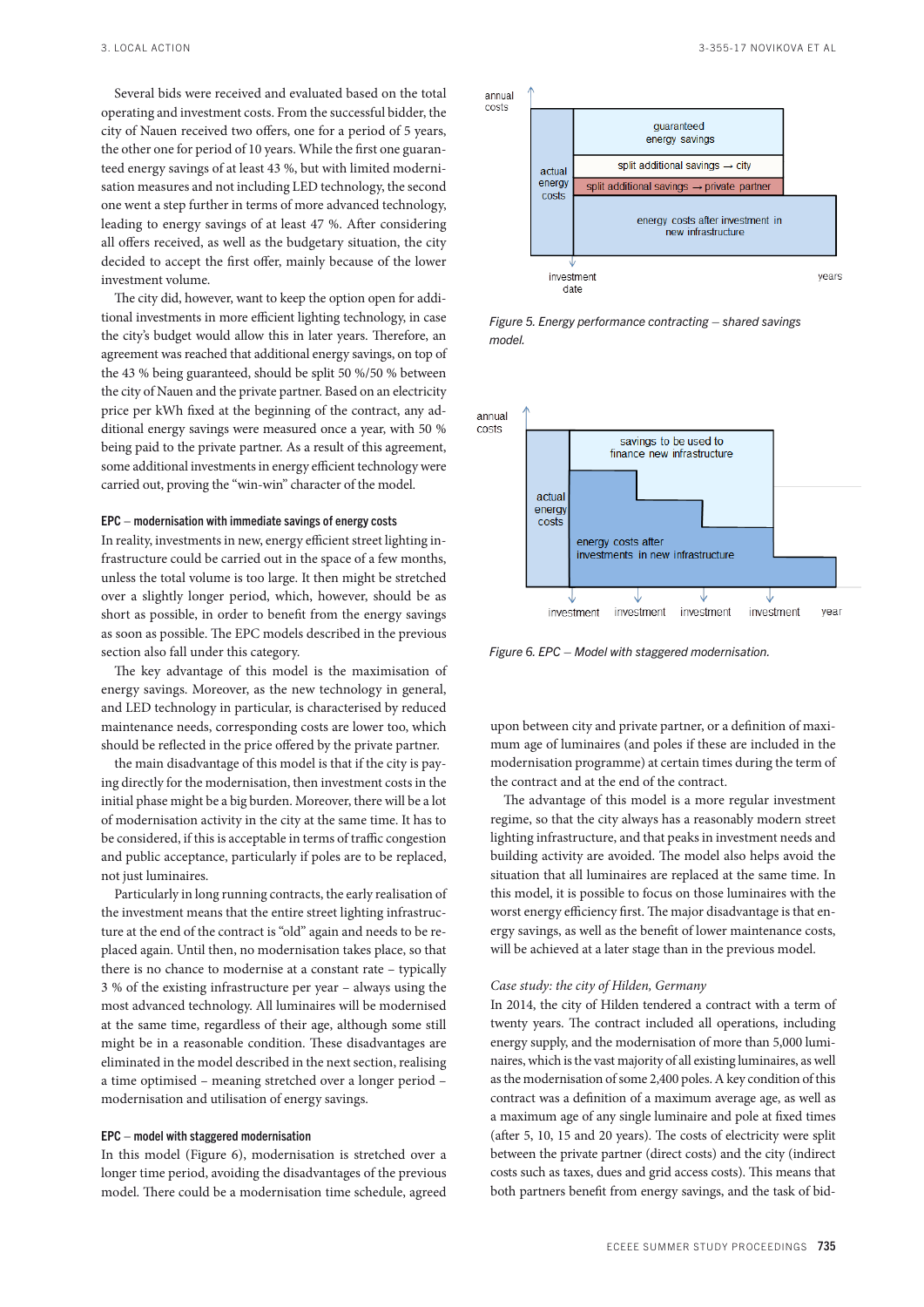Several bids were received and evaluated based on the total operating and investment costs. From the successful bidder, the city of Nauen received two offers, one for a period of 5 years, the other one for period of 10 years. While the first one guaranteed energy savings of at least 43 %, but with limited modernisation measures and not including LED technology, the second one went a step further in terms of more advanced technology, leading to energy savings of at least 47 %. After considering all offers received, as well as the budgetary situation, the city decided to accept the first offer, mainly because of the lower investment volume.

The city did, however, want to keep the option open for additional investments in more efficient lighting technology, in case the city's budget would allow this in later years. Therefore, an agreement was reached that additional energy savings, on top of the 43 % being guaranteed, should be split 50 %/50 % between the city of Nauen and the private partner. Based on an electricity price per kWh fixed at the beginning of the contract, any additional energy savings were measured once a year, with 50 % being paid to the private partner. As a result of this agreement, some additional investments in energy efficient technology were carried out, proving the "win-win" character of the model.

### EPC – modernisation with immediate savings of energy costs

In reality, investments in new, energy efficient street lighting infrastructure could be carried out in the space of a few months, unless the total volume is too large. It then might be stretched over a slightly longer period, which, however, should be as short as possible, in order to benefit from the energy savings as soon as possible. The EPC models described in the previous section also fall under this category.

The key advantage of this model is the maximisation of energy savings. Moreover, as the new technology in general, and LED technology in particular, is characterised by reduced maintenance needs, corresponding costs are lower too, which should be reflected in the price offered by the private partner.

The main disadvantage of this model is that if the city is paying directly for the modernisation, then investment costs in the initial phase might be a big burden. Moreover, there will be a lot of modernisation activity in the city at the same time. It has to be considered, if this is acceptable in terms of traffic congestion and public acceptance, particularly if poles are to be replaced, not just luminaires.

Particularly in long running contracts, the early realisation of the investment means that the entire street lighting infrastructure at the end of the contract is "old" again and needs to be replaced again. Until then, no modernisation takes place, so that there is no chance to modernise at a constant rate – typically 3 % of the existing infrastructure per year – always using the most advanced technology. All luminaires will be modernised at the same time, regardless of their age, although some still might be in a reasonable condition. These disadvantages are eliminated in the model described in the next section, realising a time optimised – meaning stretched over a longer period – modernisation and utilisation of energy savings.

### EPC – model with staggered modernisation

In this model (Figure 6), modernisation is stretched over a longer time period, avoiding the disadvantages of the previous model. There could be a modernisation time schedule, agreed upon between city and private partner, or a definition of maximum age of luminaires (and poles if these are included in the modernisation programme) at certain times during the term of the contract and at the end of the contract.

The advantage of this model is a more regular investment regime, so that the city always has a reasonably modern street lighting infrastructure, and that peaks in investment needs and building activity are avoided. The model also helps avoid the situation that all luminaires are replaced at the same time. In this model, it is possible to focus on those luminaires with the worst energy efficiency first. The major disadvantage is that energy savings, as well as the benefit of lower maintenance costs, will be achieved at a later stage than in the previous model.

*Case study: the city of Hilden, Germany*

In 2014, the city of Hilden tendered a contract with a term of twenty years. The contract included all operations, including energy supply, and the modernisation of more than 5,000 luminaires, which is the vast majority of all existing luminaires, as well as the modernisation of some 2,400 poles. A key condition of this contract was a definition of a maximum average age, as well as a maximum age of any single luminaire and pole at fixed times (after 5, 10, 15 and 20 years). The costs of electricity were split between the private partner (direct costs) and the city (indirect costs such as taxes, dues and grid access costs). This means that both partners benefit from energy savings, and the task of bid-

*Figure 5. Energy performance contracting – shared savings model.*

*Figure 6. EPC – Model with staggered modernisation.*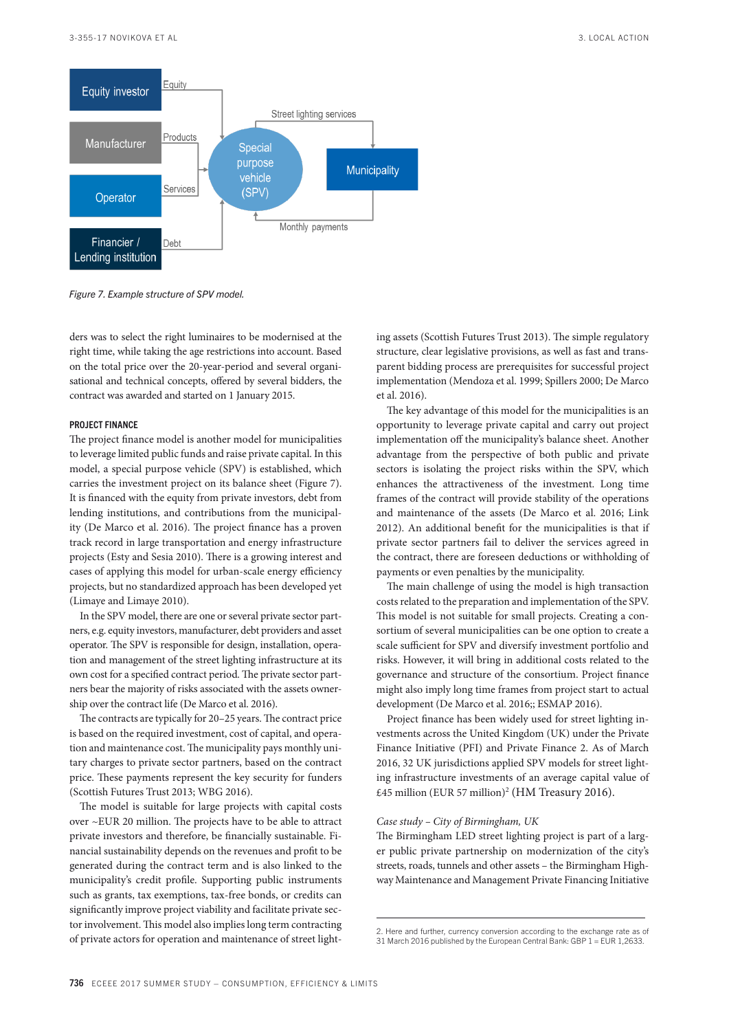Figure 7. Example structure of SPV model.

ders was to select the right luminaires to be modernised at the right time, while taking the age restrictions into account. Based on the total price over the 20-year-period and several organisational and technical concepts, offered by several bidders, the contract was awarded and started on 1 January 2015.

### PROJECT FINANCE

The project finance model is another model for municipalities to leverage limited public funds and raise private capital. In this model, a special purpose vehicle (SPV) is established, which carries the investment project on its balance sheet (Figure 7). It is financed with the equity from private investors, debt from lending institutions, and contributions from the municipality (De Marco et al. 2016). The project finance has a proven track record in large transportation and energy infrastructure projects (Esty and Sesia 2010). There is a growing interest and cases of applying this model for urban-scale energy efficiency projects, but no standardized approach has been developed yet (Limaye and Limaye 2010).

In the SPV model, there are one or several private sector partners, e.g. equity investors, manufacturer, debt providers and asset operator. The SPV is responsible for design, installation, operation and management of the street lighting infrastructure at its own cost for a specified contract period. The private sector partners bear the majority of risks associated with the assets ownership over the contract life (De Marco et al. 2016).

The contracts are typically for 20–25 years. The contract price is based on the required investment, cost of capital, and operation and maintenance cost. The municipality pays monthly unitary charges to private sector partners, based on the contract price. These payments represent the key security for funders (Scottish Futures Trust 2013; WBG 2016).

The model is suitable for large projects with capital costs over ~EUR 20 million. The projects have to be able to attract private investors and therefore, be financially sustainable. Financial sustainability depends on the revenues and profit to be generated during the contract term and is also linked to the municipality's credit profile. Supporting public instruments such as grants, tax exemptions, tax-free bonds, or credits can significantly improve project viability and facilitate private sector involvement. This model also implies long term contracting of private actors for operation and maintenance of street lighting assets (Scottish Futures Trust 2013). The simple regulatory structure, clear legislative provisions, as well as fast and transparent bidding process are prerequisites for successful project implementation (Mendoza et al. 1999; Spillers 2000; De Marco et al. 2016).

The key advantage of this model for the municipalities is an opportunity to leverage private capital and carry out project implementation off the municipality's balance sheet. Another advantage from the perspective of both public and private sectors is isolating the project risks within the SPV, which enhances the attractiveness of the investment. Long time frames of the contract will provide stability of the operations and maintenance of the assets (De Marco et al. 2016; Link 2012). An additional benefit for the municipalities is that if private sector partners fail to deliver the services agreed in the contract, there are foreseen deductions or withholding of payments or even penalties by the municipality.

The main challenge of using the model is high transaction costs related to the preparation and implementation of the SPV. This model is not suitable for small projects. Creating a consortium of several municipalities can be one option to create a scale sufficient for SPV and diversify investment portfolio and risks. However, it will bring in additional costs related to the governance and structure of the consortium. Project finance might also imply long time frames from project start to actual development (De Marco et al. 2016;; ESMAP 2016).

Project finance has been widely used for street lighting investments across the United Kingdom (UK) under the Private Finance Initiative (PFI) and Private Finance 2. As of March 2016, 32 UK jurisdictions applied SPV models for street lighting infrastructure investments of an average capital value of £45 million (EUR 57 million)[2] (HM Treasury 2016).

*Case study – City of Birmingham, UK*

The Birmingham LED street lighting project is part of a larger public private partnership on modernization of the city's streets, roads, tunnels and other assets – the Birmingham Highway Maintenance and Management Private Financing Initiative

2. Here and further, currency conversion according to the exchange rate as of 31 March 2016 published by the European Central Bank: GBP 1 = EUR 1,2633.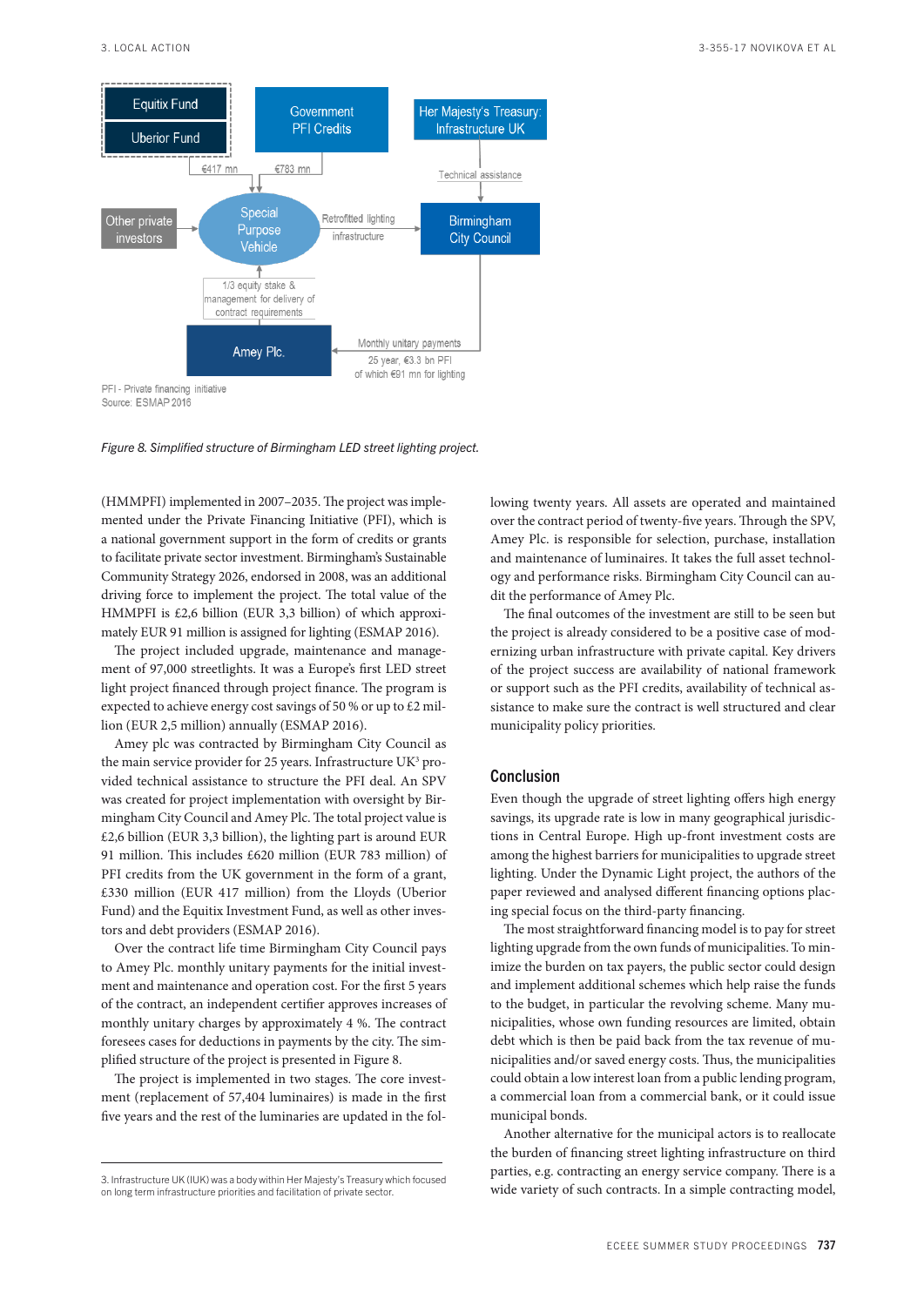Equitix Fund

Uberior Fund

Government PFI Credits

Her Majesty's Treasury: Infrastructure UK

€417 mn

€783 mn

Technical assistance

Other private investors

Special Purpose Vehicle

Retrofitted lighting infrastructure

Birmingham City Council

1/3 equity stake & management for delivery of contract requirements

Amey Plc.

Monthly unitary payments

25 year, €3.3 bn PFI of which €91 mn for lighting

PFI - Private financing initiative
Source: ESMAP 2016

*Figure 8. Simplified structure of Birmingham LED street lighting project.*

(HMMPFI) implemented in 2007–2035. The project was implemented under the Private Financing Initiative (PFI), which is a national government support in the form of credits or grants to facilitate private sector investment. Birmingham's Sustainable Community Strategy 2026, endorsed in 2008, was an additional driving force to implement the project. The total value of the HMMPFI is £2,6 billion (EUR 3,3 billion) of which approximately EUR 91 million is assigned for lighting (ESMAP 2016).

The project included upgrade, maintenance and management of 97,000 streetlights. It was a Europe's first LED street light project financed through project finance. The program is expected to achieve energy cost savings of 50 % or up to £2 million (EUR 2,5 million) annually (ESMAP 2016).

Amey plc was contracted by Birmingham City Council as the main service provider for 25 years. Infrastructure UK[3] provided technical assistance to structure the PFI deal. An SPV was created for project implementation with oversight by Birmingham City Council and Amey Plc. The total project value is £2,6 billion (EUR 3,3 billion), the lighting part is around EUR 91 million. This includes £620 million (EUR 783 million) of PFI credits from the UK government in the form of a grant, £330 million (EUR 417 million) from the Lloyds (Uberior Fund) and the Equitix Investment Fund, as well as other investors and debt providers (ESMAP 2016).

Over the contract life time Birmingham City Council pays to Amey Plc. monthly unitary payments for the initial investment and maintenance and operation cost. For the first 5 years of the contract, an independent certifier approves increases of monthly unitary charges by approximately 4 %. The contract foresees cases for deductions in payments by the city. The simplified structure of the project is presented in Figure 8.

The project is implemented in two stages. The core investment (replacement of 57,404 luminaires) is made in the first five years and the rest of the luminaries are updated in the following twenty years. All assets are operated and maintained over the contract period of twenty-five years. Through the SPV, Amey Plc. is responsible for selection, purchase, installation and maintenance of luminaires. It takes the full asset technology and performance risks. Birmingham City Council can audit the performance of Amey Plc.

The final outcomes of the investment are still to be seen but the project is already considered to be a positive case of modernizing urban infrastructure with private capital. Key drivers of the project success are availability of national framework or support such as the PFI credits, availability of technical assistance to make sure the contract is well structured and clear municipality policy priorities.

## Conclusion

Even though the upgrade of street lighting offers high energy savings, its upgrade rate is low in many geographical jurisdictions in Central Europe. High up-front investment costs are among the highest barriers for municipalities to upgrade street lighting. Under the Dynamic Light project, the authors of the paper reviewed and analysed different financing options placing special focus on the third-party financing.

The most straightforward financing model is to pay for street lighting upgrade from the own funds of municipalities. To minimize the burden on tax payers, the public sector could design and implement additional schemes which help raise the funds to the budget, in particular the revolving scheme. Many municipalities, whose own funding resources are limited, obtain debt which is then be paid back from the tax revenue of municipalities and/or saved energy costs. Thus, the municipalities could obtain a low interest loan from a public lending program, a commercial loan from a commercial bank, or it could issue municipal bonds.

Another alternative for the municipal actors is to reallocate the burden of financing street lighting infrastructure on third parties, e.g. contracting an energy service company. There is a wide variety of such contracts. In a simple contracting model,

---

3. Infrastructure UK (IUK) was a body within Her Majesty's Treasury which focused on long term infrastructure priorities and facilitation of private sector.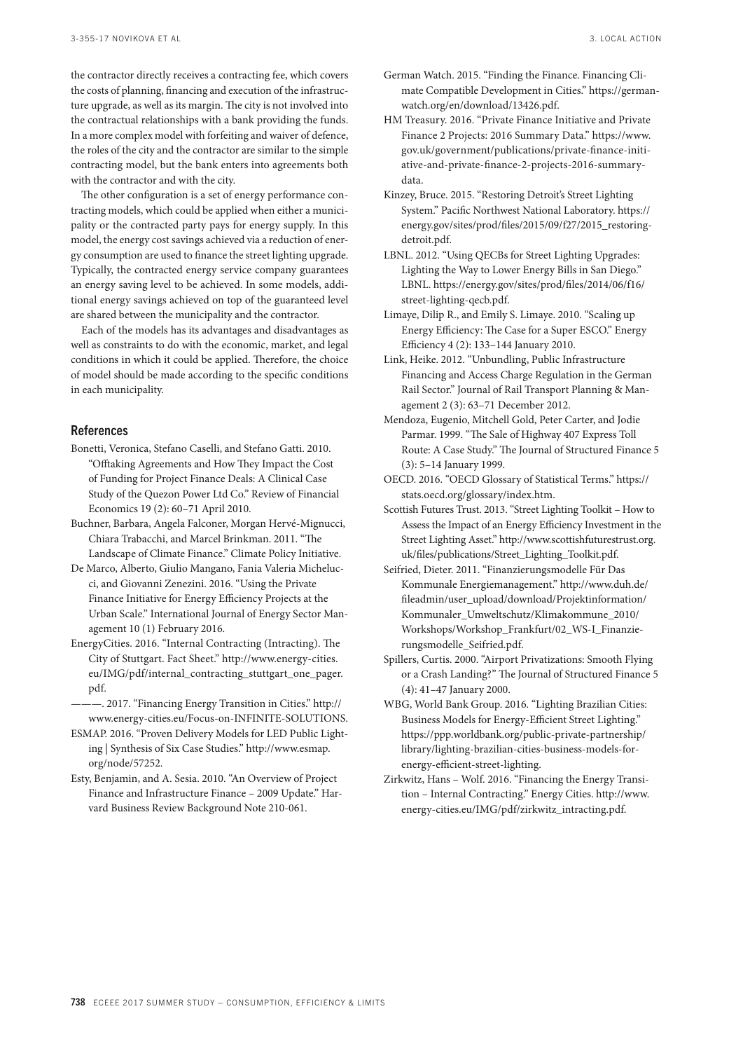the contractor directly receives a contracting fee, which covers the costs of planning, financing and execution of the infrastructure upgrade, as well as its margin. The city is not involved into the contractual relationships with a bank providing the funds. In a more complex model with forfeiting and waiver of defence, the roles of the city and the contractor are similar to the simple contracting model, but the bank enters into agreements both with the contractor and with the city.

The other configuration is a set of energy performance contracting models, which could be applied when either a municipality or the contracted party pays for energy supply. In this model, the energy cost savings achieved via a reduction of energy consumption are used to finance the street lighting upgrade. Typically, the contracted energy service company guarantees an energy saving level to be achieved. In some models, additional energy savings achieved on top of the guaranteed level are shared between the municipality and the contractor.

Each of the models has its advantages and disadvantages as well as constraints to do with the economic, market, and legal conditions in which it could be applied. Therefore, the choice of model should be made according to the specific conditions in each municipality.

## References

Bonetti, Veronica, Stefano Caselli, and Stefano Gatti. 2010. "Offtaking Agreements and How They Impact the Cost of Funding for Project Finance Deals: A Clinical Case Study of the Quezon Power Ltd Co." Review of Financial Economics 19 (2): 60–71 April 2010.

Buchner, Barbara, Angela Falconer, Morgan Hervé-Mignucci, Chiara Trabacchi, and Marcel Brinkman. 2011. "The Landscape of Climate Finance." Climate Policy Initiative.

De Marco, Alberto, Giulio Mangano, Fania Valeria Michelucci, and Giovanni Zenezini. 2016. "Using the Private Finance Initiative for Energy Efficiency Projects at the Urban Scale." International Journal of Energy Sector Management 10 (1) February 2016.

EnergyCities. 2016. "Internal Contracting (Intracting). The City of Stuttgart. Fact Sheet." http://www.energy-cities.eu/IMG/pdf/internal_contracting_stuttgart_one_pager.pdf.

———. 2017. "Financing Energy Transition in Cities." http://www.energy-cities.eu/Focus-on-INFINITE-SOLUTIONS.

ESMAP. 2016. "Proven Delivery Models for LED Public Lighting | Synthesis of Six Case Studies." http://www.esmap.org/node/57252.

Esty, Benjamin, and A. Sesia. 2010. "An Overview of Project Finance and Infrastructure Finance – 2009 Update." Harvard Business Review Background Note 210-061.

German Watch. 2015. "Finding the Finance. Financing Climate Compatible Development in Cities." https://germanwatch.org/en/download/13426.pdf.

HM Treasury. 2016. "Private Finance Initiative and Private Finance 2 Projects: 2016 Summary Data." https://www.gov.uk/government/publications/private-finance-initiative-and-private-finance-2-projects-2016-summary-data.

Kinzey, Bruce. 2015. "Restoring Detroit's Street Lighting System." Pacific Northwest National Laboratory. https://energy.gov/sites/prod/files/2015/09/f27/2015_restoring-detroit.pdf.

LBNL. 2012. "Using QECBs for Street Lighting Upgrades: Lighting the Way to Lower Energy Bills in San Diego." LBNL. https://energy.gov/sites/prod/files/2014/06/f16/street-lighting-qecb.pdf.

Limaye, Dilip R., and Emily S. Limaye. 2010. "Scaling up Energy Efficiency: The Case for a Super ESCO." Energy Efficiency 4 (2): 133–144 January 2010.

Link, Heike. 2012. "Unbundling, Public Infrastructure Financing and Access Charge Regulation in the German Rail Sector." Journal of Rail Transport Planning & Management 2 (3): 63–71 December 2012.

Mendoza, Eugenio, Mitchell Gold, Peter Carter, and Jodie Parmar. 1999. "The Sale of Highway 407 Express Toll Route: A Case Study." The Journal of Structured Finance 5 (3): 5–14 January 1999.

OECD. 2016. "OECD Glossary of Statistical Terms." https://stats.oecd.org/glossary/index.htm.

Scottish Futures Trust. 2013. "Street Lighting Toolkit – How to Assess the Impact of an Energy Efficiency Investment in the Street Lighting Asset." http://www.scottishfuturestrust.org.uk/files/publications/Street_Lighting_Toolkit.pdf.

Seifried, Dieter. 2011. "Finanzierungsmodelle Für Das Kommunale Energiemanagement." http://www.duh.de/fileadmin/user_upload/download/Projektinformation/Kommunaler_Umweltschutz/Klimakommune_2010/Workshops/Workshop_Frankfurt/02_WS-I_Finanzierungsmodelle_Seifried.pdf.

Spillers, Curtis. 2000. "Airport Privatizations: Smooth Flying or a Crash Landing?" The Journal of Structured Finance 5 (4): 41–47 January 2000.

WBG, World Bank Group. 2016. "Lighting Brazilian Cities: Business Models for Energy-Efficient Street Lighting." https://ppp.worldbank.org/public-private-partnership/library/lighting-brazilian-cities-business-models-for-energy-efficient-street-lighting.

Zirkwitz, Hans – Wolf. 2016. "Financing the Energy Transition – Internal Contracting." Energy Cities. http://www.energy-cities.eu/IMG/pdf/zirkwitz_intracting.pdf.